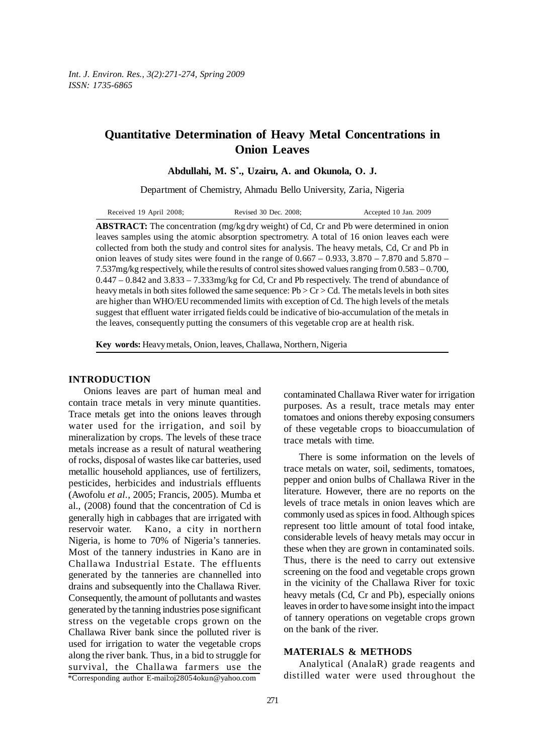# Quantitative Determination of Heavy Metal Concentrations in Onion Leaves

**Abdullahi, M. S[*]., Uzairu, A. and Okunola, O. J.**

Department of Chemistry, Ahmadu Bello University, Zaria, Nigeria

Received 19 April 2008; Revised 30 Dec. 2008; Accepted 10 Jan. 2009

**ABSTRACT:** The concentration (mg/kg dry weight) of Cd, Cr and Pb were determined in onion leaves samples using the atomic absorption spectrometry. A total of 16 onion leaves each were collected from both the study and control sites for analysis. The heavy metals, Cd, Cr and Pb in onion leaves of study sites were found in the range of 0.667 – 0.933, 3.870 – 7.870 and 5.870 – 7.537mg/kg respectively, while the results of control sites showed values ranging from 0.583 – 0.700, 0.447 – 0.842 and 3.833 – 7.333mg/kg for Cd, Cr and Pb respectively. The trend of abundance of heavy metals in both sites followed the same sequence: Pb > Cr > Cd. The metals levels in both sites are higher than WHO/EU recommended limits with exception of Cd. The high levels of the metals suggest that effluent water irrigated fields could be indicative of bio-accumulation of the metals in the leaves, consequently putting the consumers of this vegetable crop are at health risk.

**Key words:** Heavy metals, Onion, leaves, Challawa, Northern, Nigeria

## INTRODUCTION

Onions leaves are part of human meal and contain trace metals in very minute quantities. Trace metals get into the onions leaves through water used for the irrigation, and soil by mineralization by crops. The levels of these trace metals increase as a result of natural weathering of rocks, disposal of wastes like car batteries, used metallic household appliances, use of fertilizers, pesticides, herbicides and industrials effluents (Awofolu *et al.*, 2005; Francis, 2005). Mumba et al., (2008) found that the concentration of Cd is generally high in cabbages that are irrigated with reservoir water. Kano, a city in northern Nigeria, is home to 70% of Nigeria's tanneries. Most of the tannery industries in Kano are in Challawa Industrial Estate. The effluents generated by the tanneries are channelled into drains and subsequently into the Challawa River. Consequently, the amount of pollutants and wastes generated by the tanning industries pose significant stress on the vegetable crops grown on the Challawa River bank since the polluted river is used for irrigation to water the vegetable crops along the river bank. Thus, in a bid to struggle for survival, the Challawa farmers use the contaminated Challawa River water for irrigation purposes. As a result, trace metals may enter tomatoes and onions thereby exposing consumers of these vegetable crops to bioaccumulation of trace metals with time.

There is some information on the levels of trace metals on water, soil, sediments, tomatoes, pepper and onion bulbs of Challawa River in the literature. However, there are no reports on the levels of trace metals in onion leaves which are commonly used as spices in food. Although spices represent too little amount of total food intake, considerable levels of heavy metals may occur in these when they are grown in contaminated soils. Thus, there is the need to carry out extensive screening on the food and vegetable crops grown in the vicinity of the Challawa River for toxic heavy metals (Cd, Cr and Pb), especially onions leaves in order to have some insight into the impact of tannery operations on vegetable crops grown on the bank of the river.

## MATERIALS & METHODS

Analytical (AnalaR) grade reagents and distilled water were used throughout the

*Corresponding author E-mail:oj28054okun@yahoo.com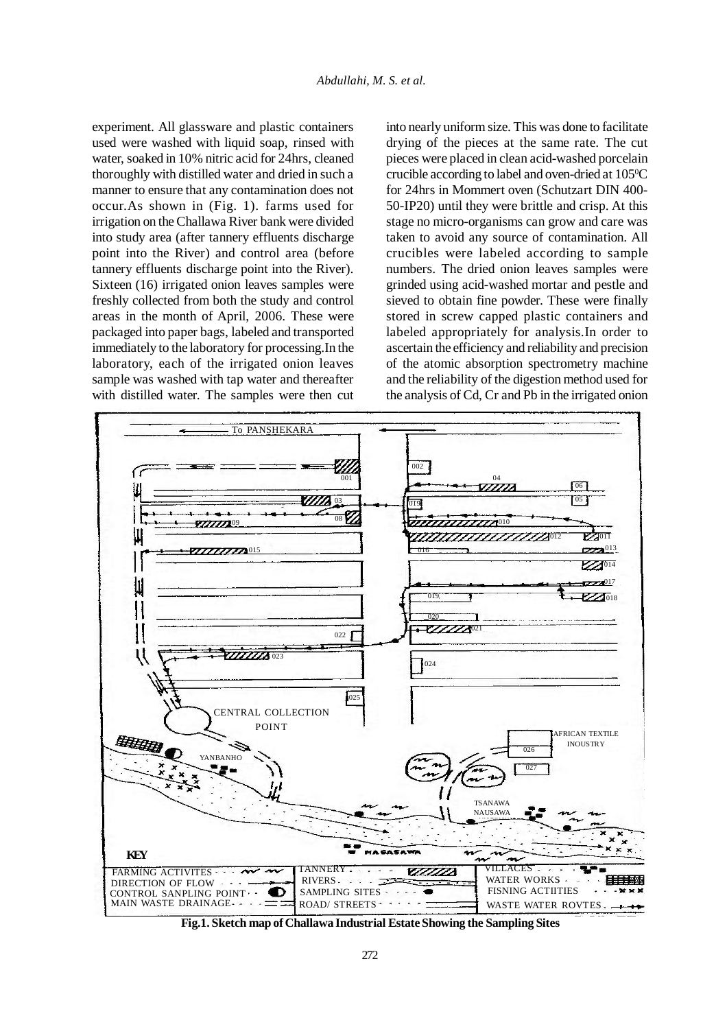experiment. All glassware and plastic containers used were washed with liquid soap, rinsed with water, soaked in 10% nitric acid for 24hrs, cleaned thoroughly with distilled water and dried in such a manner to ensure that any contamination does not occur.As shown in (Fig. 1). farms used for irrigation on the Challawa River bank were divided into study area (after tannery effluents discharge point into the River) and control area (before tannery effluents discharge point into the River). Sixteen (16) irrigated onion leaves samples were freshly collected from both the study and control areas in the month of April, 2006. These were packaged into paper bags, labeled and transported immediately to the laboratory for processing.In the laboratory, each of the irrigated onion leaves sample was washed with tap water and thereafter with distilled water. The samples were then cut into nearly uniform size. This was done to facilitate drying of the pieces at the same rate. The cut pieces were placed in clean acid-washed porcelain crucible according to label and oven-dried at $105^0C$ for 24hrs in Mommert oven (Schutzart DIN 400-50-IP20) until they were brittle and crisp. At this stage no micro-organisms can grow and care was taken to avoid any source of contamination. All crucibles were labeled according to sample numbers. The dried onion leaves samples were grinded using acid-washed mortar and pestle and sieved to obtain fine powder. These were finally stored in screw capped plastic containers and labeled appropriately for analysis.In order to ascertain the efficiency and reliability and precision of the atomic absorption spectrometry machine and the reliability of the digestion method used for the analysis of Cd, Cr and Pb in the irrigated onion

**Fig.1. Sketch map of Challawa Industrial Estate Showing the Sampling Sites**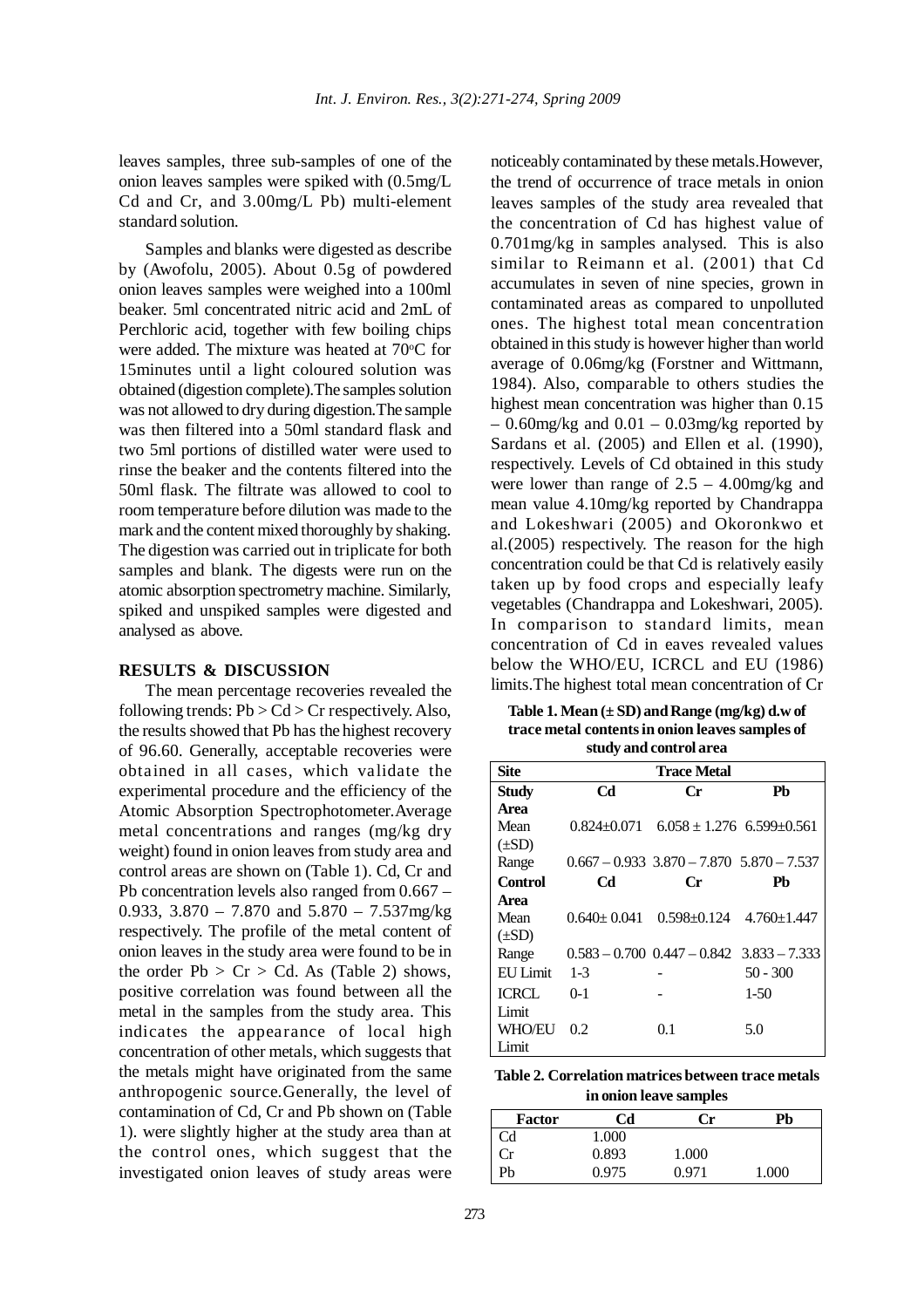leaves samples, three sub-samples of one of the onion leaves samples were spiked with (0.5mg/L Cd and Cr, and 3.00mg/L Pb) multi-element standard solution.

Samples and blanks were digested as describe by (Awofolu, 2005). About 0.5g of powdered onion leaves samples were weighed into a 100ml beaker. 5ml concentrated nitric acid and 2mL of Perchloric acid, together with few boiling chips were added. The mixture was heated at 70°C for 15minutes until a light coloured solution was obtained (digestion complete).The samples solution was not allowed to dry during digestion.The sample was then filtered into a 50ml standard flask and two 5ml portions of distilled water were used to rinse the beaker and the contents filtered into the 50ml flask. The filtrate was allowed to cool to room temperature before dilution was made to the mark and the content mixed thoroughly by shaking. The digestion was carried out in triplicate for both samples and blank. The digests were run on the atomic absorption spectrometry machine. Similarly, spiked and unspiked samples were digested and analysed as above.

## RESULTS & DISCUSSION

The mean percentage recoveries revealed the following trends: Pb > Cd > Cr respectively. Also, the results showed that Pb has the highest recovery of 96.60. Generally, acceptable recoveries were obtained in all cases, which validate the experimental procedure and the efficiency of the Atomic Absorption Spectrophotometer.Average metal concentrations and ranges (mg/kg dry weight) found in onion leaves from study area and control areas are shown on (Table 1). Cd, Cr and Pb concentration levels also ranged from 0.667 – 0.933, 3.870 – 7.870 and 5.870 – 7.537mg/kg respectively. The profile of the metal content of onion leaves in the study area were found to be in the order Pb > Cr > Cd. As (Table 2) shows, positive correlation was found between all the metal in the samples from the study area. This indicates the appearance of local high concentration of other metals, which suggests that the metals might have originated from the same anthropogenic source.Generally, the level of contamination of Cd, Cr and Pb shown on (Table 1). were slightly higher at the study area than at the control ones, which suggest that the investigated onion leaves of study areas were noticeably contaminated by these metals.However, the trend of occurrence of trace metals in onion leaves samples of the study area revealed that the concentration of Cd has highest value of 0.701mg/kg in samples analysed. This is also similar to Reimann et al. (2001) that Cd accumulates in seven of nine species, grown in contaminated areas as compared to unpolluted ones. The highest total mean concentration obtained in this study is however higher than world average of 0.06mg/kg (Forstner and Wittmann, 1984). Also, comparable to others studies the highest mean concentration was higher than 0.15 – 0.60mg/kg and 0.01 – 0.03mg/kg reported by Sardans et al. (2005) and Ellen et al. (1990), respectively. Levels of Cd obtained in this study were lower than range of 2.5 – 4.00mg/kg and mean value 4.10mg/kg reported by Chandrappa and Lokeshwari (2005) and Okoronkwo et al.(2005) respectively. The reason for the high concentration could be that Cd is relatively easily taken up by food crops and especially leafy vegetables (Chandrappa and Lokeshwari, 2005). In comparison to standard limits, mean concentration of Cd in eaves revealed values below the WHO/EU, ICRCL and EU (1986) limits.The highest total mean concentration of Cr

**Table 1. Mean (± SD) and Range (mg/kg) d.w of trace metal contents in onion leaves samples of study and control area**

| Site | Trace Metal | | |
|---|---|---|---|
| **Study Area** | **Cd** | **Cr** | **Pb** |
| Mean (±SD) | 0.824±0.071 | 6.058 ± 1.276 | 6.599±0.561 |
| Range | 0.667 – 0.933 | 3.870 – 7.870 | 5.870 – 7.537 |
| **Control Area** | **Cd** | **Cr** | **Pb** |
| Mean (±SD) | 0.640± 0.041 | 0.598±0.124 | 4.760±1.447 |
| Range | 0.583 – 0.700 | 0.447 – 0.842 | 3.833 – 7.333 |
| EU Limit | 1-3 | - | 50 - 300 |
| ICRCL Limit | 0-1 | - | 1-50 |
| WHO/EU Limit | 0.2 | 0.1 | 5.0 |

**Table 2. Correlation matrices between trace metals in onion leave samples**

| Factor | Cd | Cr | Pb |
|---|---|---|---|
| Cd | 1.000 | | |
| Cr | 0.893 | 1.000 | |
| Pb | 0.975 | 0.971 | 1.000 |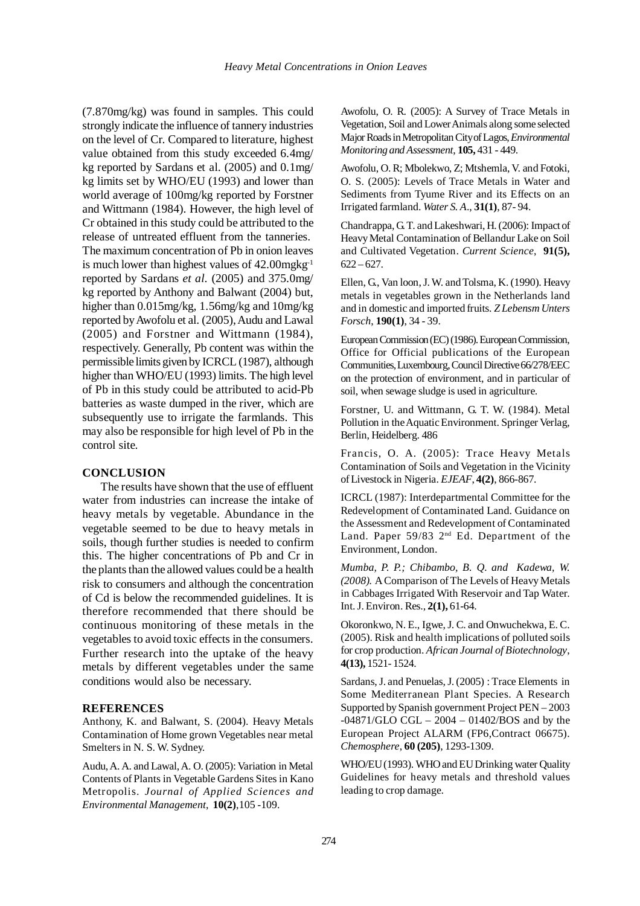(7.870mg/kg) was found in samples. This could strongly indicate the influence of tannery industries on the level of Cr. Compared to literature, highest value obtained from this study exceeded 6.4mg/kg reported by Sardans et al. (2005) and 0.1mg/kg limits set by WHO/EU (1993) and lower than world average of 100mg/kg reported by Forstner and Wittmann (1984). However, the high level of Cr obtained in this study could be attributed to the release of untreated effluent from the tanneries.

The maximum concentration of Pb in onion leaves is much lower than highest values of 42.00mgkg$^{-1}$ reported by Sardans *et al.* (2005) and 375.0mg/kg reported by Anthony and Balwant (2004) but, higher than 0.015mg/kg, 1.56mg/kg and 10mg/kg reported by Awofolu et al. (2005), Audu and Lawal (2005) and Forstner and Wittmann (1984), respectively. Generally, Pb content was within the permissible limits given by ICRCL (1987), although higher than WHO/EU (1993) limits. The high level of Pb in this study could be attributed to acid-Pb batteries as waste dumped in the river, which are subsequently use to irrigate the farmlands. This may also be responsible for high level of Pb in the control site.

## CONCLUSION

The results have shown that the use of effluent water from industries can increase the intake of heavy metals by vegetable. Abundance in the vegetable seemed to be due to heavy metals in soils, though further studies is needed to confirm this. The higher concentrations of Pb and Cr in the plants than the allowed values could be a health risk to consumers and although the concentration of Cd is below the recommended guidelines. It is therefore recommended that there should be continuous monitoring of these metals in the vegetables to avoid toxic effects in the consumers. Further research into the uptake of the heavy metals by different vegetables under the same conditions would also be necessary.

## REFERENCES

Anthony, K. and Balwant, S. (2004). Heavy Metals Contamination of Home grown Vegetables near metal Smelters in N. S. W. Sydney.

Audu, A. A. and Lawal, A. O. (2005): Variation in Metal Contents of Plants in Vegetable Gardens Sites in Kano Metropolis. *Journal of Applied Sciences and Environmental Management*, **10(2)**,105 -109.

Awofolu, O. R. (2005): A Survey of Trace Metals in Vegetation, Soil and Lower Animals along some selected Major Roads in Metropolitan City of Lagos, *Environmental Monitoring and Assessment*, **105,** 431 - 449.

Awofolu, O. R; Mbolekwo, Z; Mtshemla, V. and Fotoki, O. S. (2005): Levels of Trace Metals in Water and Sediments from Tyume River and its Effects on an Irrigated farmland. *Water S. A*., **31(1)**, 87- 94.

Chandrappa, G. T. and Lakeshwari, H. (2006): Impact of Heavy Metal Contamination of Bellandur Lake on Soil and Cultivated Vegetation. *Current Science*, **91(5),** 622 – 627.

Ellen, G., Van loon, J. W. and Tolsma, K. (1990). Heavy metals in vegetables grown in the Netherlands land and in domestic and imported fruits. *Z Lebensm Unters Forsch*, **190(1)**, 34 - 39.

European Commission (EC) (1986). European Commission, Office for Official publications of the European Communities, Luxembourg, Council Directive 66/278/EEC on the protection of environment, and in particular of soil, when sewage sludge is used in agriculture.

Forstner, U. and Wittmann, G. T. W. (1984). Metal Pollution in the Aquatic Environment. Springer Verlag, Berlin, Heidelberg. 486

Francis, O. A. (2005): Trace Heavy Metals Contamination of Soils and Vegetation in the Vicinity of Livestock in Nigeria. *EJEAF*, **4(2)**, 866-867.

ICRCL (1987): Interdepartmental Committee for the Redevelopment of Contaminated Land. Guidance on the Assessment and Redevelopment of Contaminated Land. Paper 59/83 2nd Ed. Department of the Environment, London.

*Mumba, P. P.; Chibambo, B. Q. and Kadewa, W. (2008).* A Comparison of The Levels of Heavy Metals in Cabbages Irrigated With Reservoir and Tap Water. Int. J. Environ. Res., **2(1),** 61-64.

Okoronkwo, N. E., Igwe, J. C. and Onwuchekwa, E. C. (2005). Risk and health implications of polluted soils for crop production. *African Journal of Biotechnology*, **4(13),** 1521- 1524.

Sardans, J. and Penuelas, J. (2005) : Trace Elements in Some Mediterranean Plant Species. A Research Supported by Spanish government Project PEN – 2003 -04871/GLO CGL – 2004 – 01402/BOS and by the European Project ALARM (FP6,Contract 06675). *Chemosphere*, **60 (205)**, 1293-1309.

WHO/EU (1993). WHO and EU Drinking water Quality Guidelines for heavy metals and threshold values leading to crop damage.